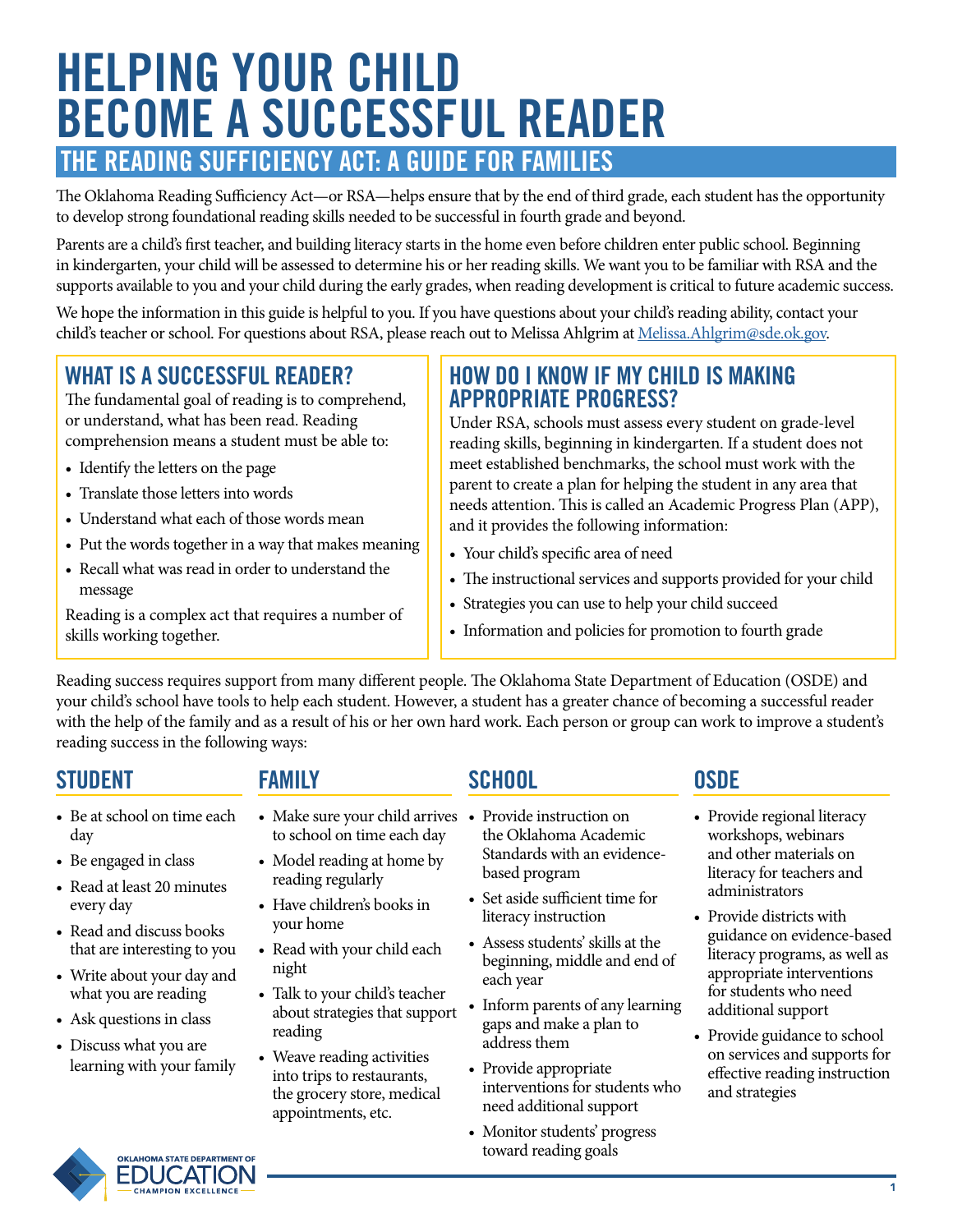# HELPING YOUR CHILD BECOME A SUCCESSFUL READER

## THE READING SUFFICIENCY ACT: A GUIDE FOR FAMILIES

The Oklahoma Reading Sufficiency Act—or RSA—helps ensure that by the end of third grade, each student has the opportunity to develop strong foundational reading skills needed to be successful in fourth grade and beyond.

Parents are a child's first teacher, and building literacy starts in the home even before children enter public school. Beginning in kindergarten, your child will be assessed to determine his or her reading skills. We want you to be familiar with RSA and the supports available to you and your child during the early grades, when reading development is critical to future academic success.

We hope the information in this guide is helpful to you. If you have questions about your child's reading ability, contact your child's teacher or school. For questions about RSA, please reach out to Melissa Ahlgrim at Melissa.Ahlgrim@sde.ok.gov.

### WHAT IS A SUCCESSFUL READER?

The fundamental goal of reading is to comprehend, or understand, what has been read. Reading comprehension means a student must be able to:

- Identify the letters on the page
- Translate those letters into words
- Understand what each of those words mean
- Put the words together in a way that makes meaning
- Recall what was read in order to understand the message

Reading is a complex act that requires a number of skills working together.

### HOW DO I KNOW IF MY CHILD IS MAKING APPROPRIATE PROGRESS?

Under RSA, schools must assess every student on grade-level reading skills, beginning in kindergarten. If a student does not meet established benchmarks, the school must work with the parent to create a plan for helping the student in any area that needs attention. This is called an Academic Progress Plan (APP), and it provides the following information:

- Your child's specific area of need
- The instructional services and supports provided for your child
- Strategies you can use to help your child succeed
- Information and policies for promotion to fourth grade

Reading success requires support from many different people. The Oklahoma State Department of Education (OSDE) and your child's school have tools to help each student. However, a student has a greater chance of becoming a successful reader with the help of the family and as a result of his or her own hard work. Each person or group can work to improve a student's reading success in the following ways:

### STUDENT

- Be at school on time each day
- Be engaged in class
- Read at least 20 minutes every day
- Read and discuss books that are interesting to you
- Write about your day and what you are reading
- Ask questions in class
- Discuss what you are learning with your family

### FAMILY

- Make sure your child arrives to school on time each day
- Model reading at home by reading regularly
- Have children's books in your home
- Read with your child each night
- Talk to your child's teacher about strategies that support reading
- Weave reading activities into trips to restaurants, the grocery store, medical appointments, etc.

### SCHOOL

- Provide instruction on the Oklahoma Academic Standards with an evidence-based program
- Set aside sufficient time for literacy instruction
- Assess students' skills at the beginning, middle and end of each year
- Inform parents of any learning gaps and make a plan to address them
- Provide appropriate interventions for students who need additional support
- Monitor students' progress toward reading goals

### OSDE

- Provide regional literacy workshops, webinars and other materials on literacy for teachers and administrators
- Provide districts with guidance on evidence-based literacy programs, as well as appropriate interventions for students who need additional support
- Provide guidance to school on services and supports for effective reading instruction and strategies

OKLAHOMA STATE DEPARTMENT OF EDUCATION — CHAMPION EXCELLENCE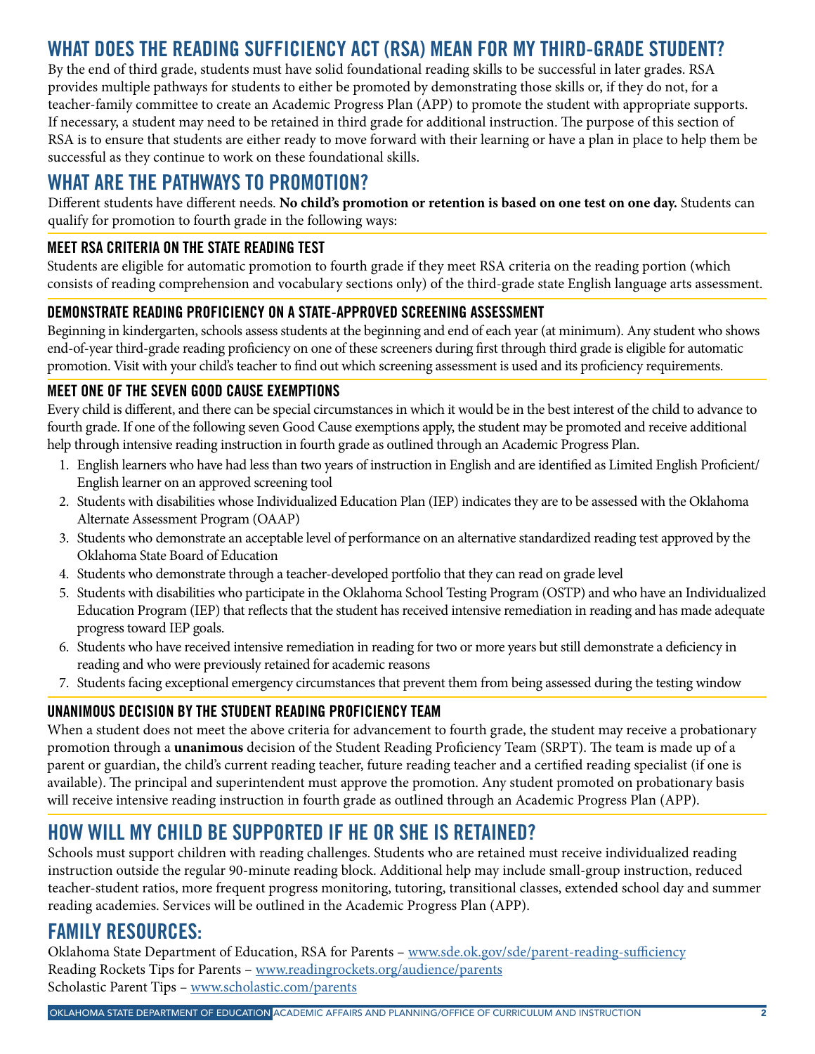## WHAT DOES THE READING SUFFICIENCY ACT (RSA) MEAN FOR MY THIRD-GRADE STUDENT?

By the end of third grade, students must have solid foundational reading skills to be successful in later grades. RSA provides multiple pathways for students to either be promoted by demonstrating those skills or, if they do not, for a teacher-family committee to create an Academic Progress Plan (APP) to promote the student with appropriate supports. If necessary, a student may need to be retained in third grade for additional instruction. The purpose of this section of RSA is to ensure that students are either ready to move forward with their learning or have a plan in place to help them be successful as they continue to work on these foundational skills.

## WHAT ARE THE PATHWAYS TO PROMOTION?

Different students have different needs. **No child's promotion or retention is based on one test on one day.** Students can qualify for promotion to fourth grade in the following ways:

### MEET RSA CRITERIA ON THE STATE READING TEST

Students are eligible for automatic promotion to fourth grade if they meet RSA criteria on the reading portion (which consists of reading comprehension and vocabulary sections only) of the third-grade state English language arts assessment.

### DEMONSTRATE READING PROFICIENCY ON A STATE-APPROVED SCREENING ASSESSMENT

Beginning in kindergarten, schools assess students at the beginning and end of each year (at minimum). Any student who shows end-of-year third-grade reading proficiency on one of these screeners during first through third grade is eligible for automatic promotion. Visit with your child's teacher to find out which screening assessment is used and its proficiency requirements.

### MEET ONE OF THE SEVEN GOOD CAUSE EXEMPTIONS

Every child is different, and there can be special circumstances in which it would be in the best interest of the child to advance to fourth grade. If one of the following seven Good Cause exemptions apply, the student may be promoted and receive additional help through intensive reading instruction in fourth grade as outlined through an Academic Progress Plan.

1. English learners who have had less than two years of instruction in English and are identified as Limited English Proficient/ English learner on an approved screening tool
2. Students with disabilities whose Individualized Education Plan (IEP) indicates they are to be assessed with the Oklahoma Alternate Assessment Program (OAAP)
3. Students who demonstrate an acceptable level of performance on an alternative standardized reading test approved by the Oklahoma State Board of Education
4. Students who demonstrate through a teacher-developed portfolio that they can read on grade level
5. Students with disabilities who participate in the Oklahoma School Testing Program (OSTP) and who have an Individualized Education Program (IEP) that reflects that the student has received intensive remediation in reading and has made adequate progress toward IEP goals.
6. Students who have received intensive remediation in reading for two or more years but still demonstrate a deficiency in reading and who were previously retained for academic reasons
7. Students facing exceptional emergency circumstances that prevent them from being assessed during the testing window

### UNANIMOUS DECISION BY THE STUDENT READING PROFICIENCY TEAM

When a student does not meet the above criteria for advancement to fourth grade, the student may receive a probationary promotion through a **unanimous** decision of the Student Reading Proficiency Team (SRPT). The team is made up of a parent or guardian, the child's current reading teacher, future reading teacher and a certified reading specialist (if one is available). The principal and superintendent must approve the promotion. Any student promoted on probationary basis will receive intensive reading instruction in fourth grade as outlined through an Academic Progress Plan (APP).

## HOW WILL MY CHILD BE SUPPORTED IF HE OR SHE IS RETAINED?

Schools must support children with reading challenges. Students who are retained must receive individualized reading instruction outside the regular 90-minute reading block. Additional help may include small-group instruction, reduced teacher-student ratios, more frequent progress monitoring, tutoring, transitional classes, extended school day and summer reading academies. Services will be outlined in the Academic Progress Plan (APP).

## FAMILY RESOURCES:

Oklahoma State Department of Education, RSA for Parents – www.sde.ok.gov/sde/parent-reading-sufficiency
Reading Rockets Tips for Parents – www.readingrockets.org/audience/parents
Scholastic Parent Tips – www.scholastic.com/parents